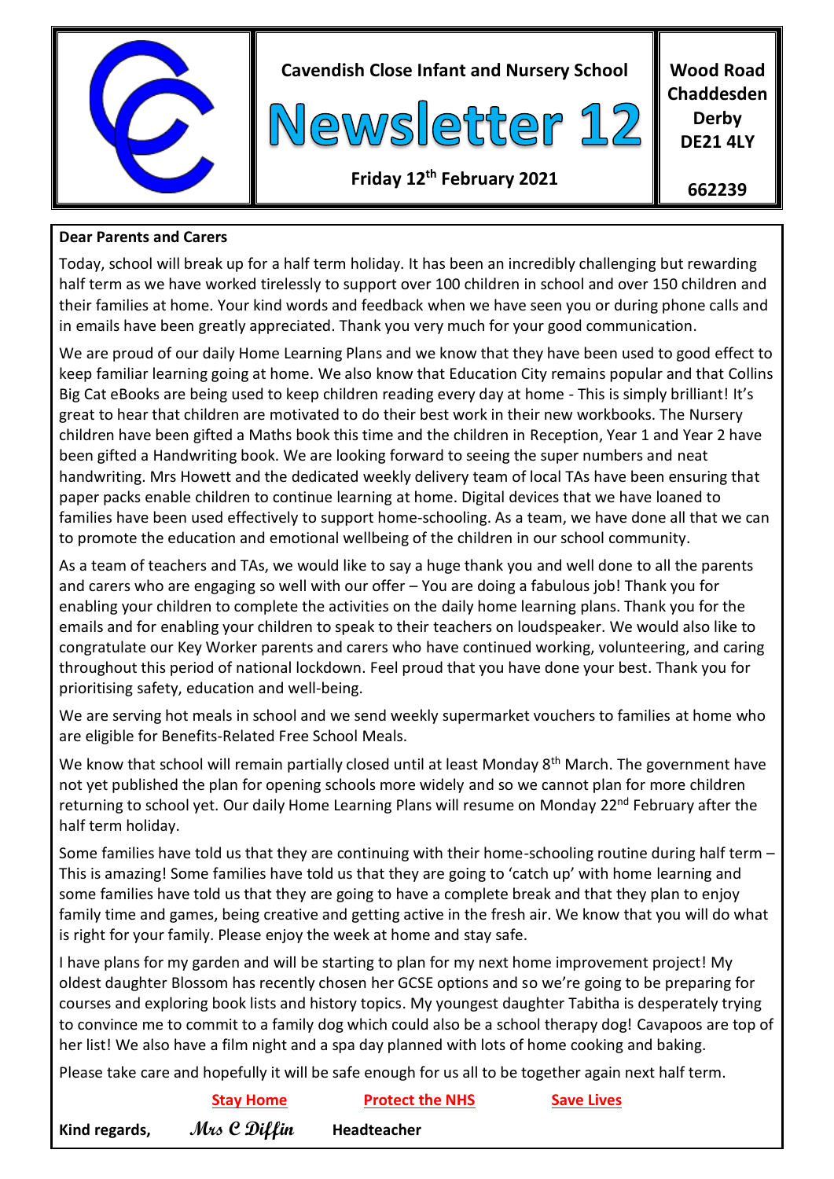**Cavendish Close Infant and Nursery School**

# Newsletter 12

**Friday 12th February 2021**

**Wood Road Chaddesden Derby DE21 4LY**

**662239**

**Dear Parents and Carers**

Today, school will break up for a half term holiday. It has been an incredibly challenging but rewarding half term as we have worked tirelessly to support over 100 children in school and over 150 children and their families at home. Your kind words and feedback when we have seen you or during phone calls and in emails have been greatly appreciated. Thank you very much for your good communication.

We are proud of our daily Home Learning Plans and we know that they have been used to good effect to keep familiar learning going at home. We also know that Education City remains popular and that Collins Big Cat eBooks are being used to keep children reading every day at home - This is simply brilliant! It's great to hear that children are motivated to do their best work in their new workbooks. The Nursery children have been gifted a Maths book this time and the children in Reception, Year 1 and Year 2 have been gifted a Handwriting book. We are looking forward to seeing the super numbers and neat handwriting. Mrs Howett and the dedicated weekly delivery team of local TAs have been ensuring that paper packs enable children to continue learning at home. Digital devices that we have loaned to families have been used effectively to support home-schooling. As a team, we have done all that we can to promote the education and emotional wellbeing of the children in our school community.

As a team of teachers and TAs, we would like to say a huge thank you and well done to all the parents and carers who are engaging so well with our offer – You are doing a fabulous job! Thank you for enabling your children to complete the activities on the daily home learning plans. Thank you for the emails and for enabling your children to speak to their teachers on loudspeaker. We would also like to congratulate our Key Worker parents and carers who have continued working, volunteering, and caring throughout this period of national lockdown. Feel proud that you have done your best. Thank you for prioritising safety, education and well-being.

We are serving hot meals in school and we send weekly supermarket vouchers to families at home who are eligible for Benefits-Related Free School Meals.

We know that school will remain partially closed until at least Monday 8th March. The government have not yet published the plan for opening schools more widely and so we cannot plan for more children returning to school yet. Our daily Home Learning Plans will resume on Monday 22nd February after the half term holiday.

Some families have told us that they are continuing with their home-schooling routine during half term – This is amazing! Some families have told us that they are going to 'catch up' with home learning and some families have told us that they are going to have a complete break and that they plan to enjoy family time and games, being creative and getting active in the fresh air. We know that you will do what is right for your family. Please enjoy the week at home and stay safe.

I have plans for my garden and will be starting to plan for my next home improvement project! My oldest daughter Blossom has recently chosen her GCSE options and so we're going to be preparing for courses and exploring book lists and history topics. My youngest daughter Tabitha is desperately trying to convince me to commit to a family dog which could also be a school therapy dog! Cavapoos are top of her list! We also have a film night and a spa day planned with lots of home cooking and baking.

Please take care and hopefully it will be safe enough for us all to be together again next half term.

**Stay Home** **Protect the NHS** **Save Lives**

**Kind regards,** *Mrs C Diffin* **Headteacher**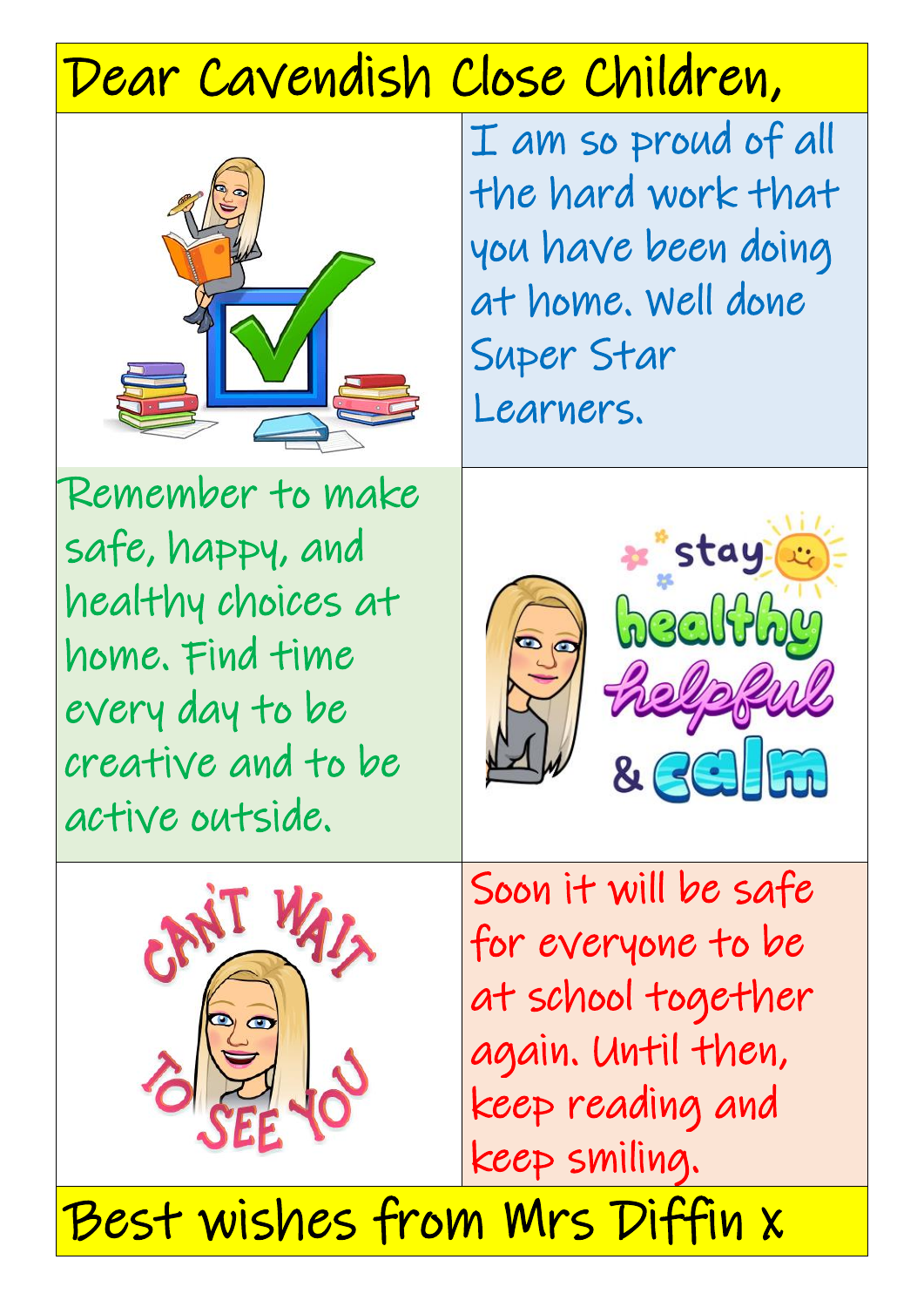Dear Cavendish Close Children,

I am so proud of all the hard work that you have been doing at home. Well done Super Star Learners.

Remember to make safe, happy, and healthy choices at home. Find time every day to be creative and to be active outside.

Soon it will be safe for everyone to be at school together again. Until then, keep reading and keep smiling.

Best wishes from Mrs Diffin x